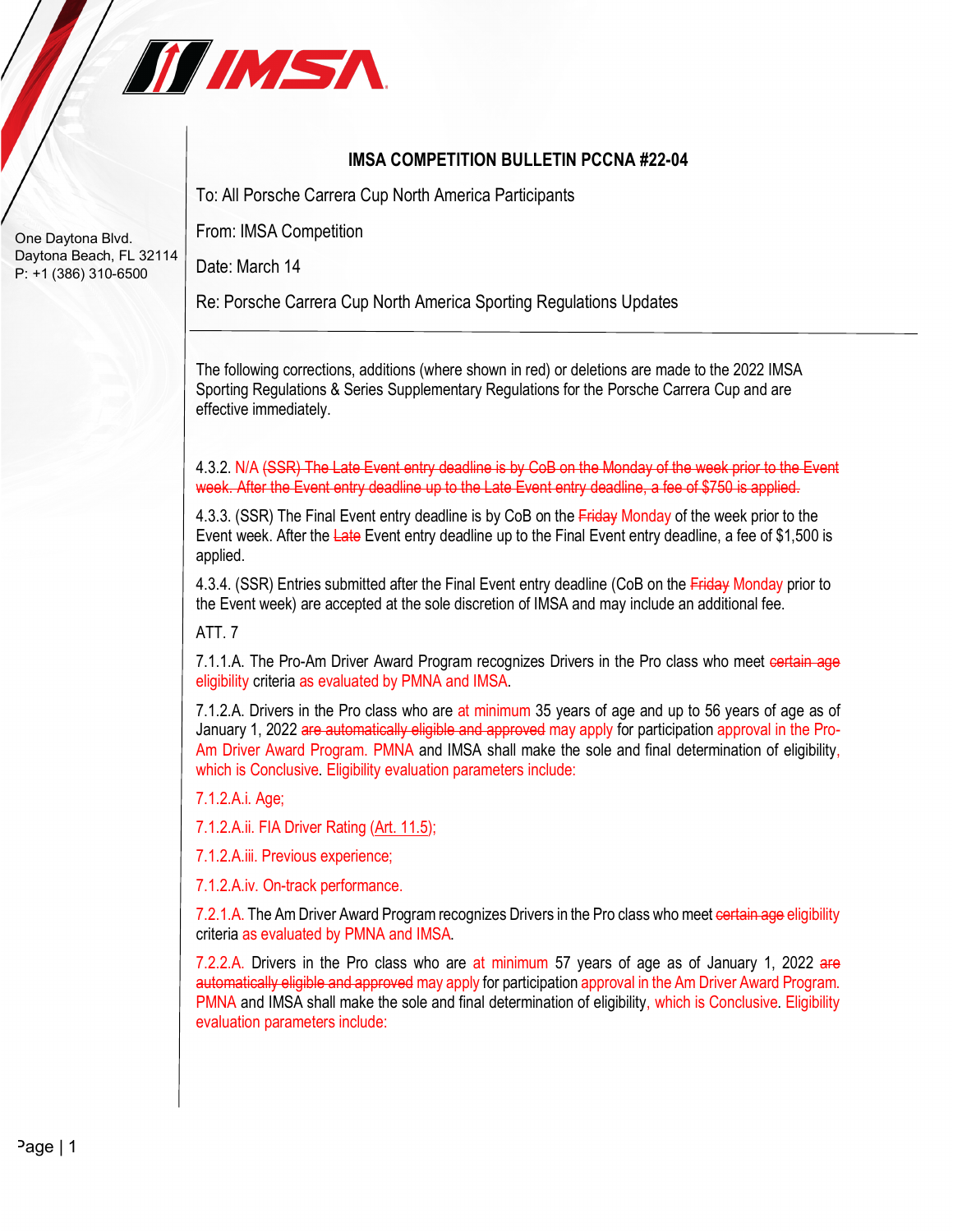One Daytona Blvd.
Daytona Beach, FL 32114
P: +1 (386) 310-6500

# IMSA COMPETITION BULLETIN PCCNA #22-04

To: All Porsche Carrera Cup North America Participants

From: IMSA Competition

Date: March 14

Re: Porsche Carrera Cup North America Sporting Regulations Updates

---

The following corrections, additions (where shown in red) or deletions are made to the 2022 IMSA Sporting Regulations & Series Supplementary Regulations for the Porsche Carrera Cup and are effective immediately.

4.3.2. N/A ~~(SSR) The Late Event entry deadline is by CoB on the Monday of the week prior to the Event week. After the Event entry deadline up to the Late Event entry deadline, a fee of $750 is applied.~~

4.3.3. (SSR) The Final Event entry deadline is by CoB on the ~~Friday~~ Monday of the week prior to the Event week. After the ~~Late~~ Event entry deadline up to the Final Event entry deadline, a fee of $1,500 is applied.

4.3.4. (SSR) Entries submitted after the Final Event entry deadline (CoB on the ~~Friday~~ Monday prior to the Event week) are accepted at the sole discretion of IMSA and may include an additional fee.

ATT. 7

7.1.1.A. The Pro-Am Driver Award Program recognizes Drivers in the Pro class who meet ~~certain age~~ eligibility criteria as evaluated by PMNA and IMSA.

7.1.2.A. Drivers in the Pro class who are at minimum 35 years of age and up to 56 years of age as of January 1, 2022 ~~are automatically eligible and approved~~ may apply for participation approval in the Pro-Am Driver Award Program. PMNA and IMSA shall make the sole and final determination of eligibility, which is Conclusive. Eligibility evaluation parameters include:

7.1.2.A.i. Age;

7.1.2.A.ii. FIA Driver Rating (Art. 11.5);

7.1.2.A.iii. Previous experience;

7.1.2.A.iv. On-track performance.

7.2.1.A. The Am Driver Award Program recognizes Drivers in the Pro class who meet ~~certain age~~ eligibility criteria as evaluated by PMNA and IMSA.

7.2.2.A. Drivers in the Pro class who are at minimum 57 years of age as of January 1, 2022 ~~are automatically eligible and approved~~ may apply for participation approval in the Am Driver Award Program. PMNA and IMSA shall make the sole and final determination of eligibility, which is Conclusive. Eligibility evaluation parameters include: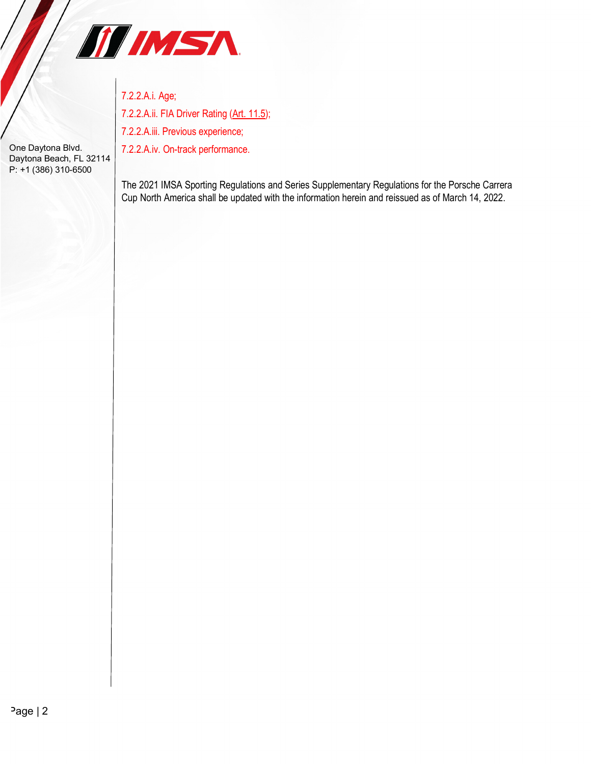7.2.2.A.i. Age;

7.2.2.A.ii. FIA Driver Rating (Art. 11.5);

7.2.2.A.iii. Previous experience;

7.2.2.A.iv. On-track performance.

The 2021 IMSA Sporting Regulations and Series Supplementary Regulations for the Porsche Carrera Cup North America shall be updated with the information herein and reissued as of March 14, 2022.